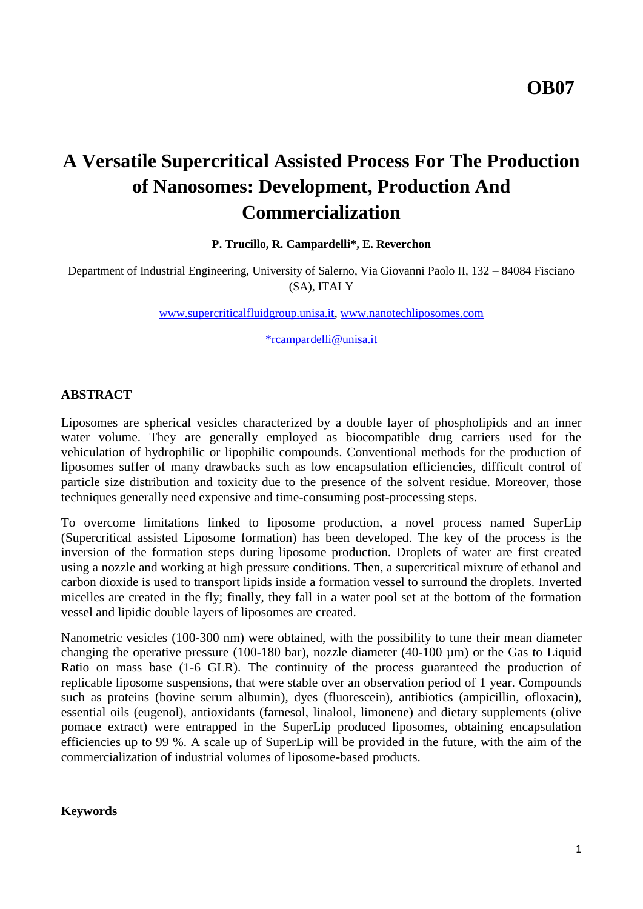**OB07**

# A Versatile Supercritical Assisted Process For The Production of Nanosomes: Development, Production And Commercialization

**P. Trucillo, R. Campardelli\*, E. Reverchon**

Department of Industrial Engineering, University of Salerno, Via Giovanni Paolo II, 132 – 84084 Fisciano (SA), ITALY

www.supercriticalfluidgroup.unisa.it, www.nanotechliposomes.com

\*rcampardelli@unisa.it

## ABSTRACT

Liposomes are spherical vesicles characterized by a double layer of phospholipids and an inner water volume. They are generally employed as biocompatible drug carriers used for the vehiculation of hydrophilic or lipophilic compounds. Conventional methods for the production of liposomes suffer of many drawbacks such as low encapsulation efficiencies, difficult control of particle size distribution and toxicity due to the presence of the solvent residue. Moreover, those techniques generally need expensive and time-consuming post-processing steps.

To overcome limitations linked to liposome production, a novel process named SuperLip (Supercritical assisted Liposome formation) has been developed. The key of the process is the inversion of the formation steps during liposome production. Droplets of water are first created using a nozzle and working at high pressure conditions. Then, a supercritical mixture of ethanol and carbon dioxide is used to transport lipids inside a formation vessel to surround the droplets. Inverted micelles are created in the fly; finally, they fall in a water pool set at the bottom of the formation vessel and lipidic double layers of liposomes are created.

Nanometric vesicles (100-300 nm) were obtained, with the possibility to tune their mean diameter changing the operative pressure (100-180 bar), nozzle diameter (40-100 µm) or the Gas to Liquid Ratio on mass base (1-6 GLR). The continuity of the process guaranteed the production of replicable liposome suspensions, that were stable over an observation period of 1 year. Compounds such as proteins (bovine serum albumin), dyes (fluorescein), antibiotics (ampicillin, ofloxacin), essential oils (eugenol), antioxidants (farnesol, linalool, limonene) and dietary supplements (olive pomace extract) were entrapped in the SuperLip produced liposomes, obtaining encapsulation efficiencies up to 99 %. A scale up of SuperLip will be provided in the future, with the aim of the commercialization of industrial volumes of liposome-based products.

**Keywords**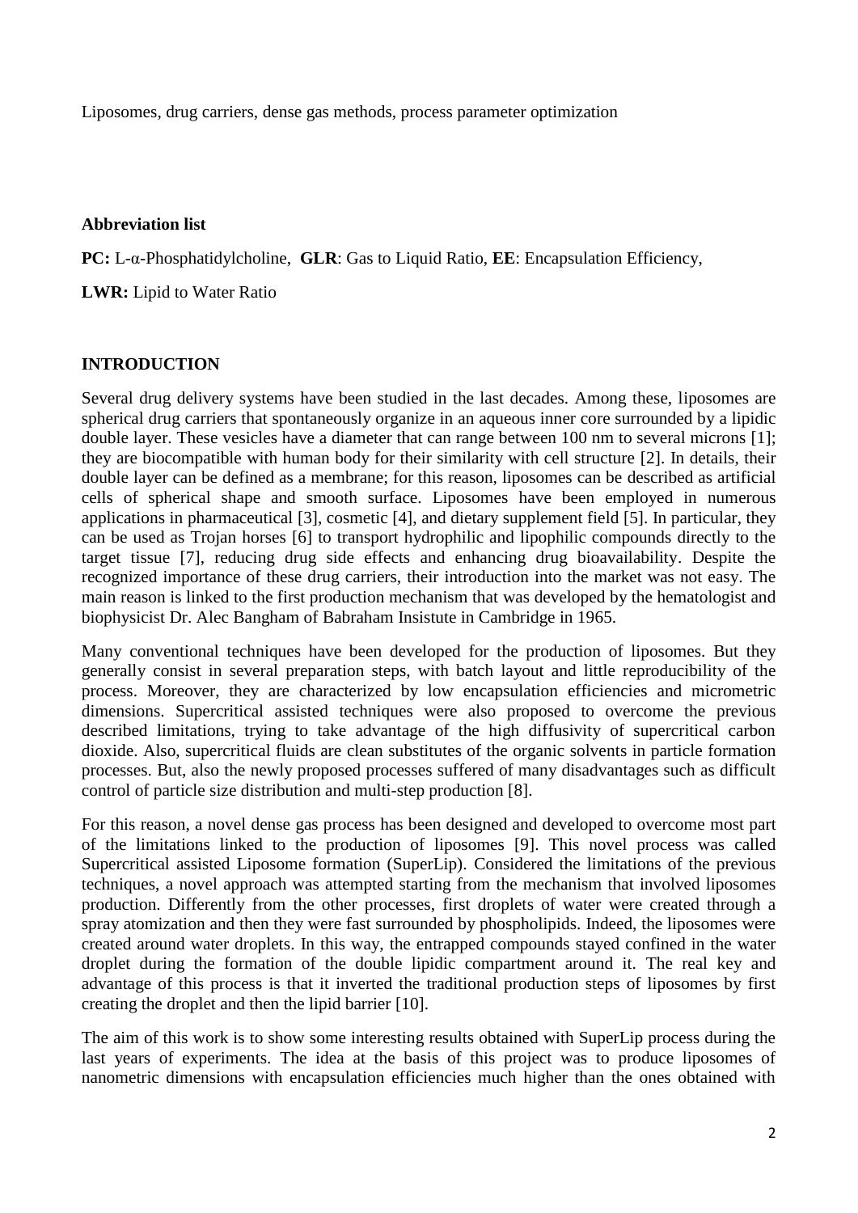Liposomes, drug carriers, dense gas methods, process parameter optimization

**Abbreviation list**

**PC:** L-α-Phosphatidylcholine, **GLR**: Gas to Liquid Ratio, **EE**: Encapsulation Efficiency,

**LWR:** Lipid to Water Ratio

## INTRODUCTION

Several drug delivery systems have been studied in the last decades. Among these, liposomes are spherical drug carriers that spontaneously organize in an aqueous inner core surrounded by a lipidic double layer. These vesicles have a diameter that can range between 100 nm to several microns [1]; they are biocompatible with human body for their similarity with cell structure [2]. In details, their double layer can be defined as a membrane; for this reason, liposomes can be described as artificial cells of spherical shape and smooth surface. Liposomes have been employed in numerous applications in pharmaceutical [3], cosmetic [4], and dietary supplement field [5]. In particular, they can be used as Trojan horses [6] to transport hydrophilic and lipophilic compounds directly to the target tissue [7], reducing drug side effects and enhancing drug bioavailability. Despite the recognized importance of these drug carriers, their introduction into the market was not easy. The main reason is linked to the first production mechanism that was developed by the hematologist and biophysicist Dr. Alec Bangham of Babraham Insistute in Cambridge in 1965.

Many conventional techniques have been developed for the production of liposomes. But they generally consist in several preparation steps, with batch layout and little reproducibility of the process. Moreover, they are characterized by low encapsulation efficiencies and micrometric dimensions. Supercritical assisted techniques were also proposed to overcome the previous described limitations, trying to take advantage of the high diffusivity of supercritical carbon dioxide. Also, supercritical fluids are clean substitutes of the organic solvents in particle formation processes. But, also the newly proposed processes suffered of many disadvantages such as difficult control of particle size distribution and multi-step production [8].

For this reason, a novel dense gas process has been designed and developed to overcome most part of the limitations linked to the production of liposomes [9]. This novel process was called Supercritical assisted Liposome formation (SuperLip). Considered the limitations of the previous techniques, a novel approach was attempted starting from the mechanism that involved liposomes production. Differently from the other processes, first droplets of water were created through a spray atomization and then they were fast surrounded by phospholipids. Indeed, the liposomes were created around water droplets. In this way, the entrapped compounds stayed confined in the water droplet during the formation of the double lipidic compartment around it. The real key and advantage of this process is that it inverted the traditional production steps of liposomes by first creating the droplet and then the lipid barrier [10].

The aim of this work is to show some interesting results obtained with SuperLip process during the last years of experiments. The idea at the basis of this project was to produce liposomes of nanometric dimensions with encapsulation efficiencies much higher than the ones obtained with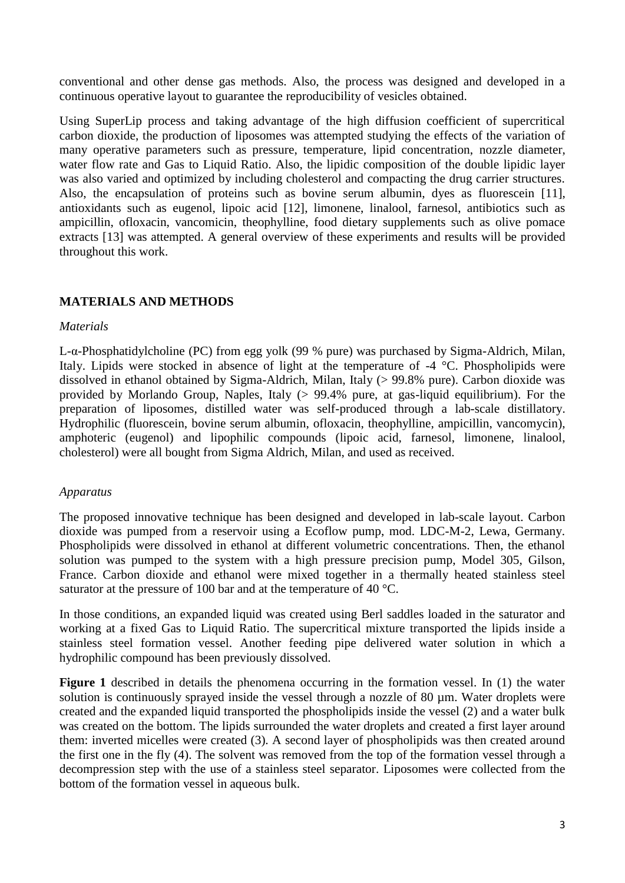conventional and other dense gas methods. Also, the process was designed and developed in a continuous operative layout to guarantee the reproducibility of vesicles obtained.

Using SuperLip process and taking advantage of the high diffusion coefficient of supercritical carbon dioxide, the production of liposomes was attempted studying the effects of the variation of many operative parameters such as pressure, temperature, lipid concentration, nozzle diameter, water flow rate and Gas to Liquid Ratio. Also, the lipidic composition of the double lipidic layer was also varied and optimized by including cholesterol and compacting the drug carrier structures. Also, the encapsulation of proteins such as bovine serum albumin, dyes as fluorescein [11], antioxidants such as eugenol, lipoic acid [12], limonene, linalool, farnesol, antibiotics such as ampicillin, ofloxacin, vancomicin, theophylline, food dietary supplements such as olive pomace extracts [13] was attempted. A general overview of these experiments and results will be provided throughout this work.

## MATERIALS AND METHODS

### *Materials*

L-α-Phosphatidylcholine (PC) from egg yolk (99 % pure) was purchased by Sigma-Aldrich, Milan, Italy. Lipids were stocked in absence of light at the temperature of -4 °C. Phospholipids were dissolved in ethanol obtained by Sigma-Aldrich, Milan, Italy (> 99.8% pure). Carbon dioxide was provided by Morlando Group, Naples, Italy (> 99.4% pure, at gas-liquid equilibrium). For the preparation of liposomes, distilled water was self-produced through a lab-scale distillatory. Hydrophilic (fluorescein, bovine serum albumin, ofloxacin, theophylline, ampicillin, vancomycin), amphoteric (eugenol) and lipophilic compounds (lipoic acid, farnesol, limonene, linalool, cholesterol) were all bought from Sigma Aldrich, Milan, and used as received.

### *Apparatus*

The proposed innovative technique has been designed and developed in lab-scale layout. Carbon dioxide was pumped from a reservoir using a Ecoflow pump, mod. LDC-M-2, Lewa, Germany. Phospholipids were dissolved in ethanol at different volumetric concentrations. Then, the ethanol solution was pumped to the system with a high pressure precision pump, Model 305, Gilson, France. Carbon dioxide and ethanol were mixed together in a thermally heated stainless steel saturator at the pressure of 100 bar and at the temperature of 40 °C.

In those conditions, an expanded liquid was created using Berl saddles loaded in the saturator and working at a fixed Gas to Liquid Ratio. The supercritical mixture transported the lipids inside a stainless steel formation vessel. Another feeding pipe delivered water solution in which a hydrophilic compound has been previously dissolved.

**Figure 1** described in details the phenomena occurring in the formation vessel. In (1) the water solution is continuously sprayed inside the vessel through a nozzle of 80 µm. Water droplets were created and the expanded liquid transported the phospholipids inside the vessel (2) and a water bulk was created on the bottom. The lipids surrounded the water droplets and created a first layer around them: inverted micelles were created (3). A second layer of phospholipids was then created around the first one in the fly (4). The solvent was removed from the top of the formation vessel through a decompression step with the use of a stainless steel separator. Liposomes were collected from the bottom of the formation vessel in aqueous bulk.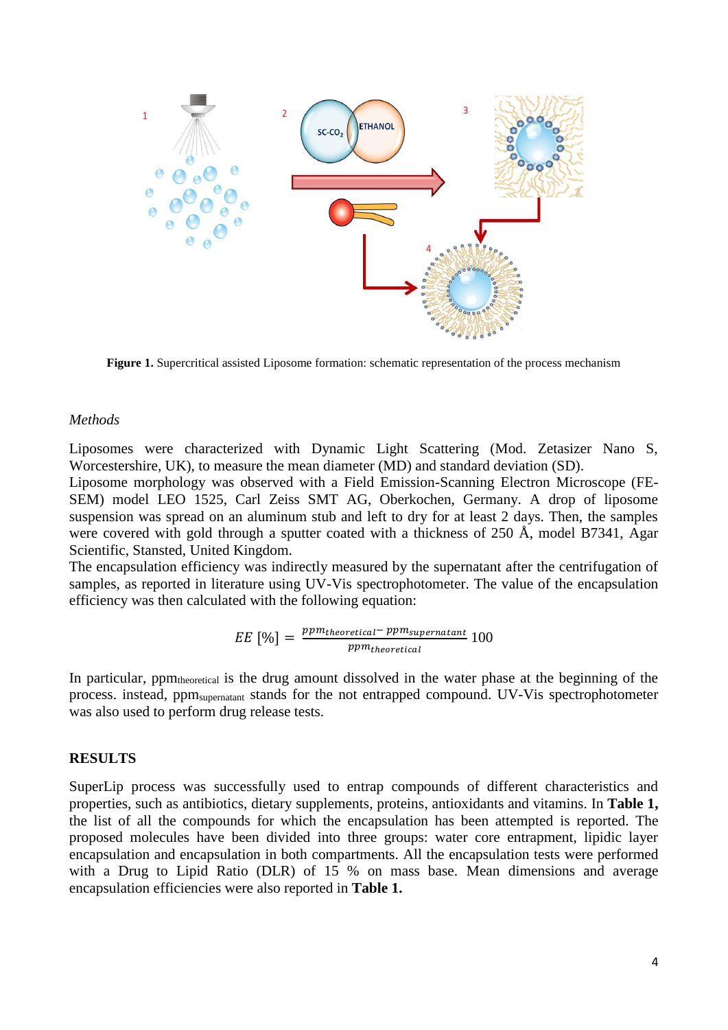1

2

SC-CO2

ETHANOL

3

4

**Figure 1.** Supercritical assisted Liposome formation: schematic representation of the process mechanism

*Methods*

Liposomes were characterized with Dynamic Light Scattering (Mod. Zetasizer Nano S, Worcestershire, UK), to measure the mean diameter (MD) and standard deviation (SD).
Liposome morphology was observed with a Field Emission-Scanning Electron Microscope (FE-SEM) model LEO 1525, Carl Zeiss SMT AG, Oberkochen, Germany. A drop of liposome suspension was spread on an aluminum stub and left to dry for at least 2 days. Then, the samples were covered with gold through a sputter coated with a thickness of 250 Å, model B7341, Agar Scientific, Stansted, United Kingdom.
The encapsulation efficiency was indirectly measured by the supernatant after the centrifugation of samples, as reported in literature using UV-Vis spectrophotometer. The value of the encapsulation efficiency was then calculated with the following equation:

$$EE\ [\%] = \frac{ppm_{theoretical} - ppm_{supernatant}}{ppm_{theoretical}} 100$$

In particular, $ppm_{theoretical}$ is the drug amount dissolved in the water phase at the beginning of the process. instead, $ppm_{supernatant}$ stands for the not entrapped compound. UV-Vis spectrophotometer was also used to perform drug release tests.

## RESULTS

SuperLip process was successfully used to entrap compounds of different characteristics and properties, such as antibiotics, dietary supplements, proteins, antioxidants and vitamins. In **Table 1,** the list of all the compounds for which the encapsulation has been attempted is reported. The proposed molecules have been divided into three groups: water core entrapment, lipidic layer encapsulation and encapsulation in both compartments. All the encapsulation tests were performed with a Drug to Lipid Ratio (DLR) of 15 % on mass base. Mean dimensions and average encapsulation efficiencies were also reported in **Table 1.**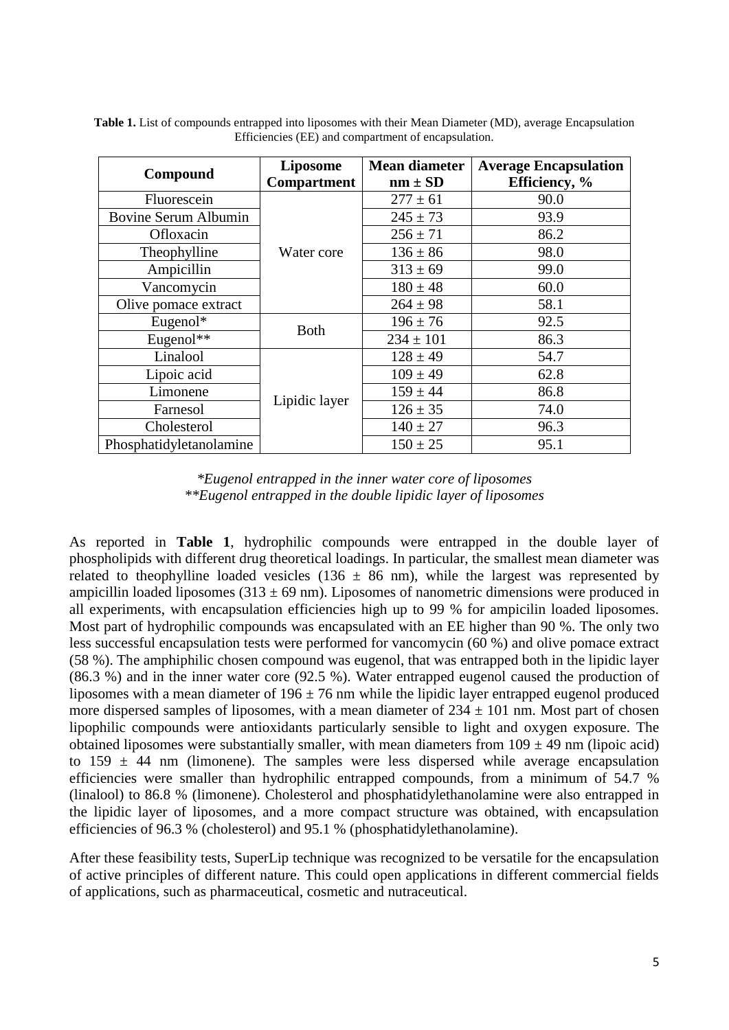**Table 1.** List of compounds entrapped into liposomes with their Mean Diameter (MD), average Encapsulation Efficiencies (EE) and compartment of encapsulation.

| Compound | Liposome Compartment | Mean diameter nm ± SD | Average Encapsulation Efficiency, % |
|---|---|---|---|
| Fluorescein | Water core | 277 ± 61 | 90.0 |
| Bovine Serum Albumin | | 245 ± 73 | 93.9 |
| Ofloxacin | | 256 ± 71 | 86.2 |
| Theophylline | | 136 ± 86 | 98.0 |
| Ampicillin | | 313 ± 69 | 99.0 |
| Vancomycin | | 180 ± 48 | 60.0 |
| Olive pomace extract | | 264 ± 98 | 58.1 |
| Eugenol* | Both | 196 ± 76 | 92.5 |
| Eugenol** | | 234 ± 101 | 86.3 |
| Linalool | Lipidic layer | 128 ± 49 | 54.7 |
| Lipoic acid | | 109 ± 49 | 62.8 |
| Limonene | | 159 ± 44 | 86.8 |
| Farnesol | | 126 ± 35 | 74.0 |
| Cholesterol | | 140 ± 27 | 96.3 |
| Phosphatidyletanolamine | | 150 ± 25 | 95.1 |

*\*Eugenol entrapped in the inner water core of liposomes*
*\*\*Eugenol entrapped in the double lipidic layer of liposomes*

As reported in **Table 1**, hydrophilic compounds were entrapped in the double layer of phospholipids with different drug theoretical loadings. In particular, the smallest mean diameter was related to theophylline loaded vesicles (136 ± 86 nm), while the largest was represented by ampicillin loaded liposomes (313 ± 69 nm). Liposomes of nanometric dimensions were produced in all experiments, with encapsulation efficiencies high up to 99 % for ampicilin loaded liposomes. Most part of hydrophilic compounds was encapsulated with an EE higher than 90 %. The only two less successful encapsulation tests were performed for vancomycin (60 %) and olive pomace extract (58 %). The amphiphilic chosen compound was eugenol, that was entrapped both in the lipidic layer (86.3 %) and in the inner water core (92.5 %). Water entrapped eugenol caused the production of liposomes with a mean diameter of 196 ± 76 nm while the lipidic layer entrapped eugenol produced more dispersed samples of liposomes, with a mean diameter of 234 ± 101 nm. Most part of chosen lipophilic compounds were antioxidants particularly sensible to light and oxygen exposure. The obtained liposomes were substantially smaller, with mean diameters from 109 ± 49 nm (lipoic acid) to 159 ± 44 nm (limonene). The samples were less dispersed while average encapsulation efficiencies were smaller than hydrophilic entrapped compounds, from a minimum of 54.7 % (linalool) to 86.8 % (limonene). Cholesterol and phosphatidylethanolamine were also entrapped in the lipidic layer of liposomes, and a more compact structure was obtained, with encapsulation efficiencies of 96.3 % (cholesterol) and 95.1 % (phosphatidylethanolamine).

After these feasibility tests, SuperLip technique was recognized to be versatile for the encapsulation of active principles of different nature. This could open applications in different commercial fields of applications, such as pharmaceutical, cosmetic and nutraceutical.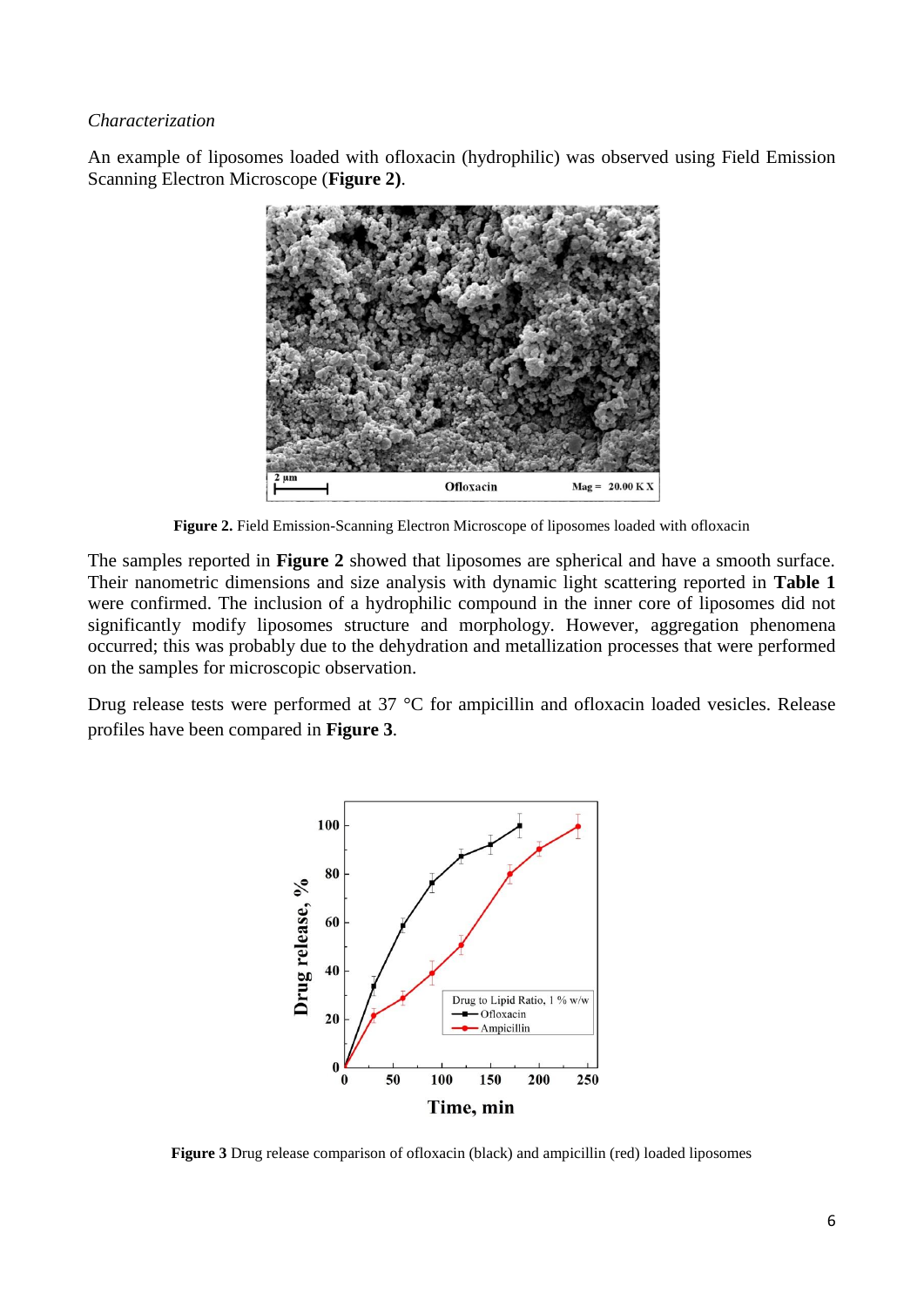*Characterization*

An example of liposomes loaded with ofloxacin (hydrophilic) was observed using Field Emission Scanning Electron Microscope (**Figure 2)**.

2 µm

Ofloxacin

Mag = 20.00 K X

**Figure 2.** Field Emission-Scanning Electron Microscope of liposomes loaded with ofloxacin

The samples reported in **Figure 2** showed that liposomes are spherical and have a smooth surface. Their nanometric dimensions and size analysis with dynamic light scattering reported in **Table 1** were confirmed. The inclusion of a hydrophilic compound in the inner core of liposomes did not significantly modify liposomes structure and morphology. However, aggregation phenomena occurred; this was probably due to the dehydration and metallization processes that were performed on the samples for microscopic observation.

Drug release tests were performed at 37 °C for ampicillin and ofloxacin loaded vesicles. Release profiles have been compared in **Figure 3**.

Drug release, %

0
20
40
60
80
100

Time, min

0
50
100
150
200
250

Drug to Lipid Ratio, 1 % w/w
Ofloxacin
Ampicillin

**Figure 3** Drug release comparison of ofloxacin (black) and ampicillin (red) loaded liposomes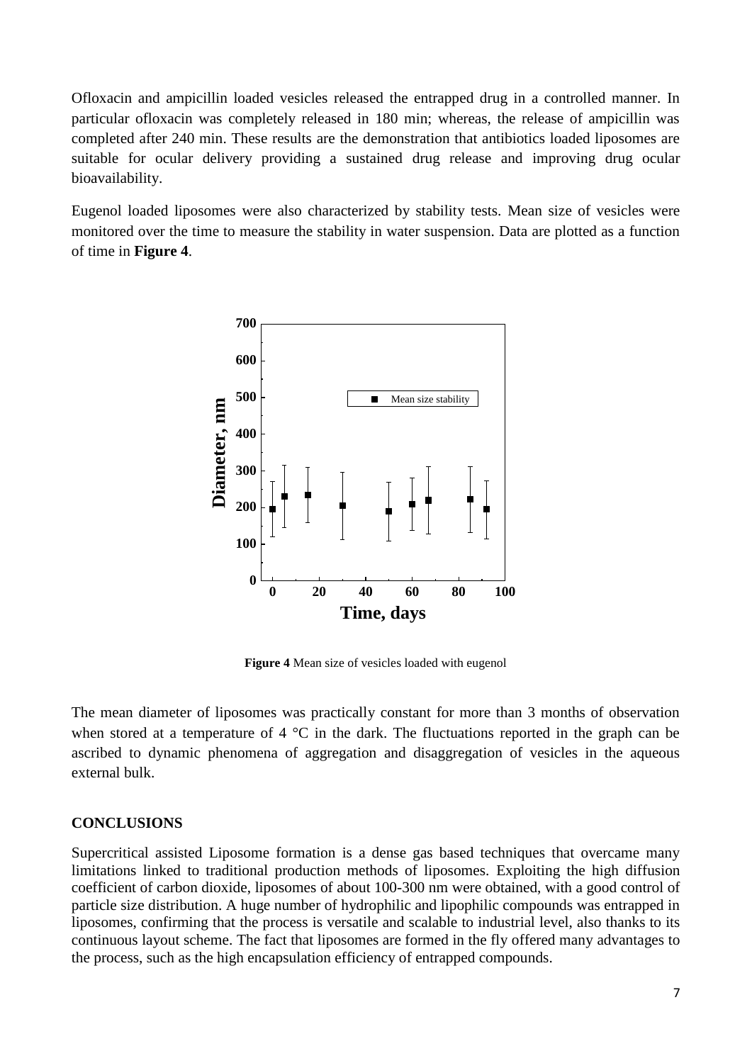Ofloxacin and ampicillin loaded vesicles released the entrapped drug in a controlled manner. In particular ofloxacin was completely released in 180 min; whereas, the release of ampicillin was completed after 240 min. These results are the demonstration that antibiotics loaded liposomes are suitable for ocular delivery providing a sustained drug release and improving drug ocular bioavailability.

Eugenol loaded liposomes were also characterized by stability tests. Mean size of vesicles were monitored over the time to measure the stability in water suspension. Data are plotted as a function of time in **Figure 4**.

Diameter, nm

700
600
500
400
300
200
100
0

0 20 40 60 80 100

Time, days

Mean size stability

**Figure 4** Mean size of vesicles loaded with eugenol

The mean diameter of liposomes was practically constant for more than 3 months of observation when stored at a temperature of 4 °C in the dark. The fluctuations reported in the graph can be ascribed to dynamic phenomena of aggregation and disaggregation of vesicles in the aqueous external bulk.

## CONCLUSIONS

Supercritical assisted Liposome formation is a dense gas based techniques that overcame many limitations linked to traditional production methods of liposomes. Exploiting the high diffusion coefficient of carbon dioxide, liposomes of about 100-300 nm were obtained, with a good control of particle size distribution. A huge number of hydrophilic and lipophilic compounds was entrapped in liposomes, confirming that the process is versatile and scalable to industrial level, also thanks to its continuous layout scheme. The fact that liposomes are formed in the fly offered many advantages to the process, such as the high encapsulation efficiency of entrapped compounds.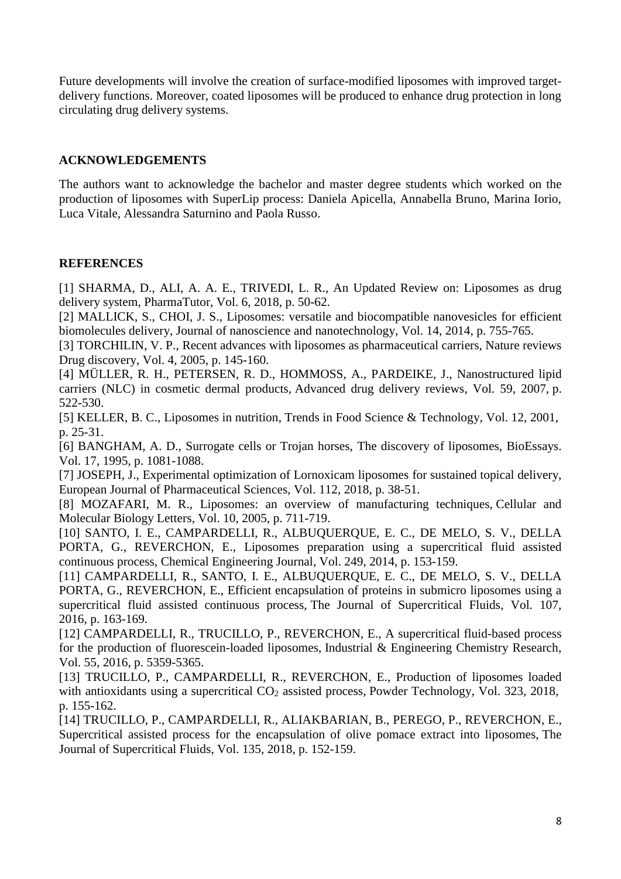Future developments will involve the creation of surface-modified liposomes with improved target-delivery functions. Moreover, coated liposomes will be produced to enhance drug protection in long circulating drug delivery systems.

## ACKNOWLEDGEMENTS

The authors want to acknowledge the bachelor and master degree students which worked on the production of liposomes with SuperLip process: Daniela Apicella, Annabella Bruno, Marina Iorio, Luca Vitale, Alessandra Saturnino and Paola Russo.

## REFERENCES

[1] SHARMA, D., ALI, A. A. E., TRIVEDI, L. R., An Updated Review on: Liposomes as drug delivery system, PharmaTutor, Vol. 6, 2018, p. 50-62.

[2] MALLICK, S., CHOI, J. S., Liposomes: versatile and biocompatible nanovesicles for efficient biomolecules delivery, Journal of nanoscience and nanotechnology, Vol. 14, 2014, p. 755-765.

[3] TORCHILIN, V. P., Recent advances with liposomes as pharmaceutical carriers, Nature reviews Drug discovery, Vol. 4, 2005, p. 145-160.

[4] MÜLLER, R. H., PETERSEN, R. D., HOMMOSS, A., PARDEIKE, J., Nanostructured lipid carriers (NLC) in cosmetic dermal products, Advanced drug delivery reviews, Vol. 59, 2007, p. 522-530.

[5] KELLER, B. C., Liposomes in nutrition, Trends in Food Science & Technology, Vol. 12, 2001, p. 25-31.

[6] BANGHAM, A. D., Surrogate cells or Trojan horses, The discovery of liposomes, BioEssays. Vol. 17, 1995, p. 1081-1088.

[7] JOSEPH, J., Experimental optimization of Lornoxicam liposomes for sustained topical delivery, European Journal of Pharmaceutical Sciences, Vol. 112, 2018, p. 38-51.

[8] MOZAFARI, M. R., Liposomes: an overview of manufacturing techniques, Cellular and Molecular Biology Letters, Vol. 10, 2005, p. 711-719.

[10] SANTO, I. E., CAMPARDELLI, R., ALBUQUERQUE, E. C., DE MELO, S. V., DELLA PORTA, G., REVERCHON, E., Liposomes preparation using a supercritical fluid assisted continuous process, Chemical Engineering Journal, Vol. 249, 2014, p. 153-159.

[11] CAMPARDELLI, R., SANTO, I. E., ALBUQUERQUE, E. C., DE MELO, S. V., DELLA PORTA, G., REVERCHON, E., Efficient encapsulation of proteins in submicro liposomes using a supercritical fluid assisted continuous process, The Journal of Supercritical Fluids, Vol. 107, 2016, p. 163-169.

[12] CAMPARDELLI, R., TRUCILLO, P., REVERCHON, E., A supercritical fluid-based process for the production of fluorescein-loaded liposomes, Industrial & Engineering Chemistry Research, Vol. 55, 2016, p. 5359-5365.

[13] TRUCILLO, P., CAMPARDELLI, R., REVERCHON, E., Production of liposomes loaded with antioxidants using a supercritical $CO_2$ assisted process, Powder Technology, Vol. 323, 2018, p. 155-162.

[14] TRUCILLO, P., CAMPARDELLI, R., ALIAKBARIAN, B., PEREGO, P., REVERCHON, E., Supercritical assisted process for the encapsulation of olive pomace extract into liposomes, The Journal of Supercritical Fluids, Vol. 135, 2018, p. 152-159.